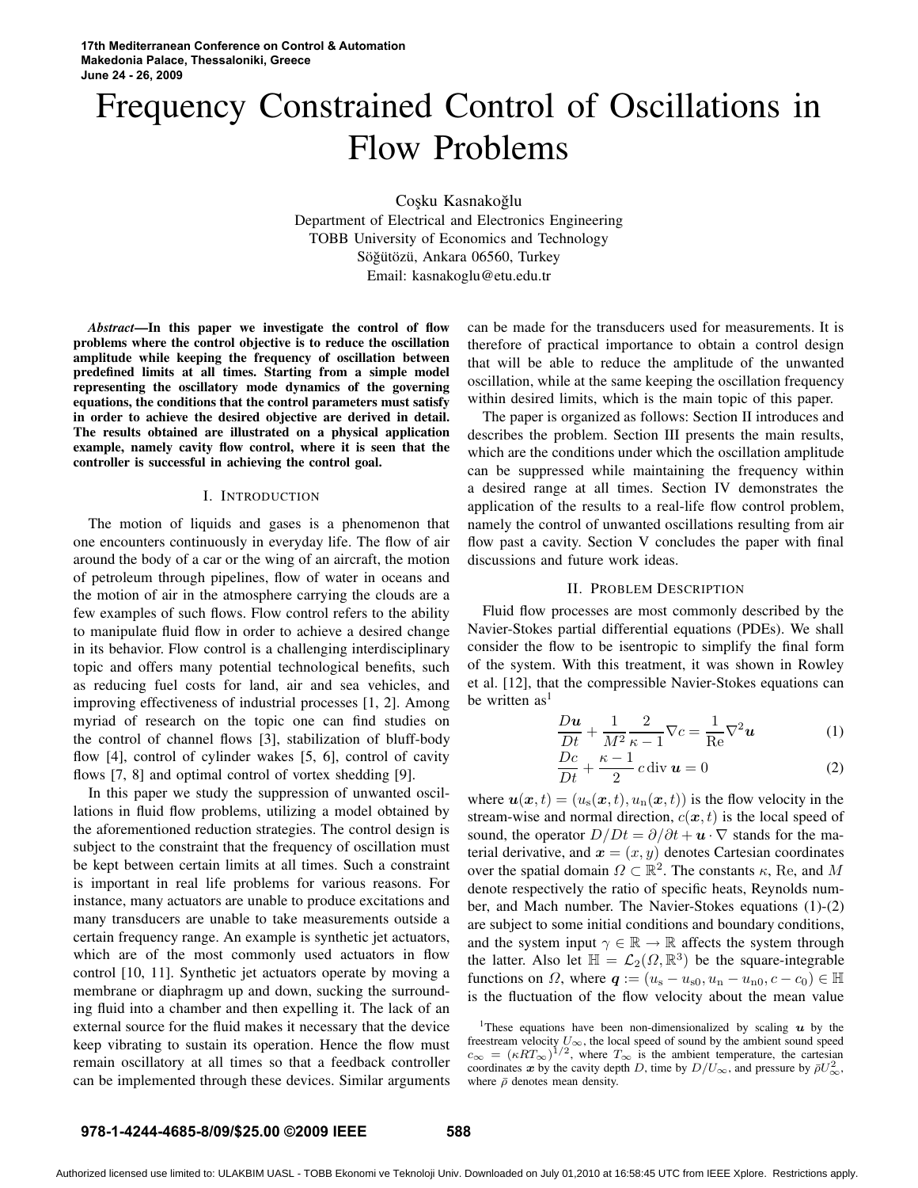# Frequency Constrained Control of Oscillations in Flow Problems

Coşku Kasnakoğlu
Department of Electrical and Electronics Engineering
TOBB University of Economics and Technology
Söğütözü, Ankara 06560, Turkey
Email: kasnakoglu@etu.edu.tr

***Abstract*—In this paper we investigate the control of flow problems where the control objective is to reduce the oscillation amplitude while keeping the frequency of oscillation between predefined limits at all times. Starting from a simple model representing the oscillatory mode dynamics of the governing equations, the conditions that the control parameters must satisfy in order to achieve the desired objective are derived in detail. The results obtained are illustrated on a physical application example, namely cavity flow control, where it is seen that the controller is successful in achieving the control goal.**

## I. Introduction

The motion of liquids and gases is a phenomenon that one encounters continuously in everyday life. The flow of air around the body of a car or the wing of an aircraft, the motion of petroleum through pipelines, flow of water in oceans and the motion of air in the atmosphere carrying the clouds are a few examples of such flows. Flow control refers to the ability to manipulate fluid flow in order to achieve a desired change in its behavior. Flow control is a challenging interdisciplinary topic and offers many potential technological benefits, such as reducing fuel costs for land, air and sea vehicles, and improving effectiveness of industrial processes [1, 2]. Among myriad of research on the topic one can find studies on the control of channel flows [3], stabilization of bluff-body flow [4], control of cylinder wakes [5, 6], control of cavity flows [7, 8] and optimal control of vortex shedding [9].

In this paper we study the suppression of unwanted oscillations in fluid flow problems, utilizing a model obtained by the aforementioned reduction strategies. The control design is subject to the constraint that the frequency of oscillation must be kept between certain limits at all times. Such a constraint is important in real life problems for various reasons. For instance, many actuators are unable to produce excitations and many transducers are unable to take measurements outside a certain frequency range. An example is synthetic jet actuators, which are of the most commonly used actuators in flow control [10, 11]. Synthetic jet actuators operate by moving a membrane or diaphragm up and down, sucking the surrounding fluid into a chamber and then expelling it. The lack of an external source for the fluid makes it necessary that the device keep vibrating to sustain its operation. Hence the flow must remain oscillatory at all times so that a feedback controller can be implemented through these devices. Similar arguments can be made for the transducers used for measurements. It is therefore of practical importance to obtain a control design that will be able to reduce the amplitude of the unwanted oscillation, while at the same keeping the oscillation frequency within desired limits, which is the main topic of this paper.

The paper is organized as follows: Section II introduces and describes the problem. Section III presents the main results, which are the conditions under which the oscillation amplitude can be suppressed while maintaining the frequency within a desired range at all times. Section IV demonstrates the application of the results to a real-life flow control problem, namely the control of unwanted oscillations resulting from air flow past a cavity. Section V concludes the paper with final discussions and future work ideas.

## II. Problem Description

Fluid flow processes are most commonly described by the Navier-Stokes partial differential equations (PDEs). We shall consider the flow to be isentropic to simplify the final form of the system. With this treatment, it was shown in Rowley et al. [12], that the compressible Navier-Stokes equations can be written as[1]

$$\frac{D\boldsymbol{u}}{Dt} + \frac{1}{M^2}\frac{2}{\kappa-1}\nabla c = \frac{1}{\mathrm{Re}}\nabla^2 \boldsymbol{u} \tag{1}$$

$$\frac{Dc}{Dt} + \frac{\kappa-1}{2}\, c \operatorname{div} \boldsymbol{u} = 0 \tag{2}$$

where $\boldsymbol{u}(\boldsymbol{x},t) = (u_\mathrm{s}(\boldsymbol{x},t), u_\mathrm{n}(\boldsymbol{x},t))$ is the flow velocity in the stream-wise and normal direction, $c(\boldsymbol{x},t)$ is the local speed of sound, the operator $D/Dt = \partial/\partial t + \boldsymbol{u}\cdot\nabla$ stands for the material derivative, and $\boldsymbol{x} = (x,y)$ denotes Cartesian coordinates over the spatial domain $\Omega \subset \mathbb{R}^2$. The constants $\kappa$, Re, and $M$ denote respectively the ratio of specific heats, Reynolds number, and Mach number. The Navier-Stokes equations (1)-(2) are subject to some initial conditions and boundary conditions, and the system input $\gamma \in \mathbb{R} \to \mathbb{R}$ affects the system through the latter. Also let $\mathbb{H} = \mathcal{L}_2(\Omega, \mathbb{R}^3)$ be the square-integrable functions on $\Omega$, where $\boldsymbol{q} := (u_\mathrm{s} - u_{\mathrm{s}0}, u_\mathrm{n} - u_{\mathrm{n}0}, c - c_0) \in \mathbb{H}$ is the fluctuation of the flow velocity about the mean value

[1] These equations have been non-dimensionalized by scaling $\boldsymbol{u}$ by the freestream velocity $U_\infty$, the local speed of sound by the ambient sound speed $c_\infty = (\kappa R T_\infty)^{1/2}$, where $T_\infty$ is the ambient temperature, the cartesian coordinates $\boldsymbol{x}$ by the cavity depth $D$, time by $D/U_\infty$, and pressure by $\bar{\rho}U_\infty^2$, where $\bar{\rho}$ denotes mean density.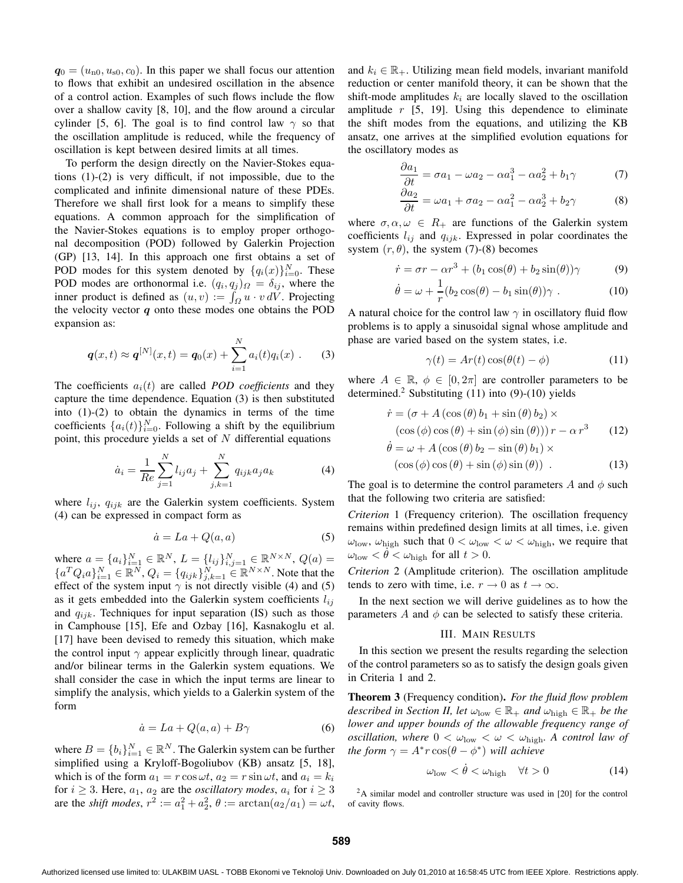$\boldsymbol{q}_0 = (u_{n0}, u_{s0}, c_0)$. In this paper we shall focus our attention to flows that exhibit an undesired oscillation in the absence of a control action. Examples of such flows include the flow over a shallow cavity [8, 10], and the flow around a circular cylinder [5, 6]. The goal is to find control law $\gamma$ so that the oscillation amplitude is reduced, while the frequency of oscillation is kept between desired limits at all times.

To perform the design directly on the Navier-Stokes equations (1)-(2) is very difficult, if not impossible, due to the complicated and infinite dimensional nature of these PDEs. Therefore we shall first look for a means to simplify these equations. A common approach for the simplification of the Navier-Stokes equations is to employ proper orthogonal decomposition (POD) followed by Galerkin Projection (GP) [13, 14]. In this approach one first obtains a set of POD modes for this system denoted by $\{q_i(x)\}_{i=0}^N$. These POD modes are orthonormal i.e. $(q_i, q_j)_\Omega = \delta_{ij}$, where the inner product is defined as $(u, v) := \int_\Omega u \cdot v \, dV$. Projecting the velocity vector $\boldsymbol{q}$ onto these modes one obtains the POD expansion as:

$$\boldsymbol{q}(x,t) \approx \boldsymbol{q}^{[N]}(x,t) = \boldsymbol{q}_0(x) + \sum_{i=1}^{N} a_i(t) q_i(x) \ . \tag{3}$$

The coefficients $a_i(t)$ are called *POD coefficients* and they capture the time dependence. Equation (3) is then substituted into (1)-(2) to obtain the dynamics in terms of the time coefficients $\{a_i(t)\}_{i=0}^N$. Following a shift by the equilibrium point, this procedure yields a set of $N$ differential equations

$$\dot{a}_i = \frac{1}{Re}\sum_{j=1}^{N} l_{ij} a_j + \sum_{j,k=1}^{N} q_{ijk} a_j a_k \tag{4}$$

where $l_{ij}$, $q_{ijk}$ are the Galerkin system coefficients. System (4) can be expressed in compact form as

$$\dot{a} = La + Q(a,a) \tag{5}$$

where $a = \{a_i\}_{i=1}^N \in \mathbb{R}^N$, $L = \{l_{ij}\}_{i,j=1}^N \in \mathbb{R}^{N\times N}$, $Q(a) = \{a^T Q_i a\}_{i=1}^N \in \mathbb{R}^N$, $Q_i = \{q_{ijk}\}_{j,k=1}^N \in \mathbb{R}^{N\times N}$. Note that the effect of the system input $\gamma$ is not directly visible (4) and (5) as it gets embedded into the Galerkin system coefficients $l_{ij}$ and $q_{ijk}$. Techniques for input separation (IS) such as those in Camphouse [15], Efe and Ozbay [16], Kasnakoglu et al. [17] have been devised to remedy this situation, which make the control input $\gamma$ appear explicitly through linear, quadratic and/or bilinear terms in the Galerkin system equations. We shall consider the case in which the input terms are linear to simplify the analysis, which yields to a Galerkin system of the form

$$\dot{a} = La + Q(a,a) + B\gamma \tag{6}$$

where $B = \{b_i\}_{i=1}^N \in \mathbb{R}^N$. The Galerkin system can be further simplified using a Kryloff-Bogoliubov (KB) ansatz [5, 18], which is of the form $a_1 = r\cos\omega t$, $a_2 = r\sin\omega t$, and $a_i = k_i$ for $i \geq 3$. Here, $a_1$, $a_2$ are the *oscillatory modes*, $a_i$ for $i \geq 3$ are the *shift modes*, $r^2 := a_1^2 + a_2^2$, $\theta := \arctan(a_2/a_1) = \omega t$, and $k_i \in \mathbb{R}_+$. Utilizing mean field models, invariant manifold reduction or center manifold theory, it can be shown that the shift-mode amplitudes $k_i$ are locally slaved to the oscillation amplitude $r$ [5, 19]. Using this dependence to eliminate the shift modes from the equations, and utilizing the KB ansatz, one arrives at the simplified evolution equations for the oscillatory modes as

$$\frac{\partial a_1}{\partial t} = \sigma a_1 - \omega a_2 - \alpha a_1^3 - \alpha a_2^2 + b_1\gamma \tag{7}$$

$$\frac{\partial a_2}{\partial t} = \omega a_1 + \sigma a_2 - \alpha a_1^2 - \alpha a_2^3 + b_2\gamma \tag{8}$$

where $\sigma, \alpha, \omega \in R_+$ are functions of the Galerkin system coefficients $l_{ij}$ and $q_{ijk}$. Expressed in polar coordinates the system $(r, \theta)$, the system (7)-(8) becomes

$$\dot{r} = \sigma r - \alpha r^3 + (b_1\cos(\theta) + b_2\sin(\theta))\gamma \tag{9}$$

$$\dot{\theta} = \omega + \frac{1}{r}(b_2\cos(\theta) - b_1\sin(\theta))\gamma \ . \tag{10}$$

A natural choice for the control law $\gamma$ in oscillatory fluid flow problems is to apply a sinusoidal signal whose amplitude and phase are varied based on the system states, i.e.

$$\gamma(t) = Ar(t)\cos(\theta(t) - \phi) \tag{11}$$

where $A \in \mathbb{R}$, $\phi \in [0, 2\pi]$ are controller parameters to be determined.[2] Substituting (11) into (9)-(10) yields

$$\begin{aligned}\dot{r} &= (\sigma + A\left(\cos(\theta)\, b_1 + \sin(\theta)\, b_2\right) \times \\ &\quad (\cos(\phi)\cos(\theta) + \sin(\phi)\sin(\theta)))\, r - \alpha\, r^3 \end{aligned}\tag{12}$$

$$\begin{aligned}\dot{\theta} &= \omega + A\left(\cos(\theta)\, b_2 - \sin(\theta)\, b_1\right) \times \\ &\quad (\cos(\phi)\cos(\theta) + \sin(\phi)\sin(\theta)) \ . \end{aligned}\tag{13}$$

The goal is to determine the control parameters $A$ and $\phi$ such that the following two criteria are satisfied:

*Criterion* 1 (Frequency criterion). The oscillation frequency remains within predefined design limits at all times, i.e. given $\omega_{\rm low}$, $\omega_{\rm high}$ such that $0 < \omega_{\rm low} < \omega < \omega_{\rm high}$, we require that $\omega_{\rm low} < \dot{\theta} < \omega_{\rm high}$ for all $t > 0$.

*Criterion* 2 (Amplitude criterion). The oscillation amplitude tends to zero with time, i.e. $r \to 0$ as $t \to \infty$.

In the next section we will derive guidelines as to how the parameters $A$ and $\phi$ can be selected to satisfy these criteria.

## III. Main Results

In this section we present the results regarding the selection of the control parameters so as to satisfy the design goals given in Criteria 1 and 2.

**Theorem 3** (Frequency condition)**.** *For the fluid flow problem described in Section II, let $\omega_{\rm low} \in \mathbb{R}_+$ and $\omega_{\rm high} \in \mathbb{R}_+$ be the lower and upper bounds of the allowable frequency range of oscillation, where $0 < \omega_{\rm low} < \omega < \omega_{\rm high}$. A control law of the form $\gamma = A^* r\cos(\theta - \phi^*)$ will achieve*

$$\omega_{\rm low} < \dot{\theta} < \omega_{\rm high} \quad \forall t > 0 \tag{14}$$

[2] A similar model and controller structure was used in [20] for the control of cavity flows.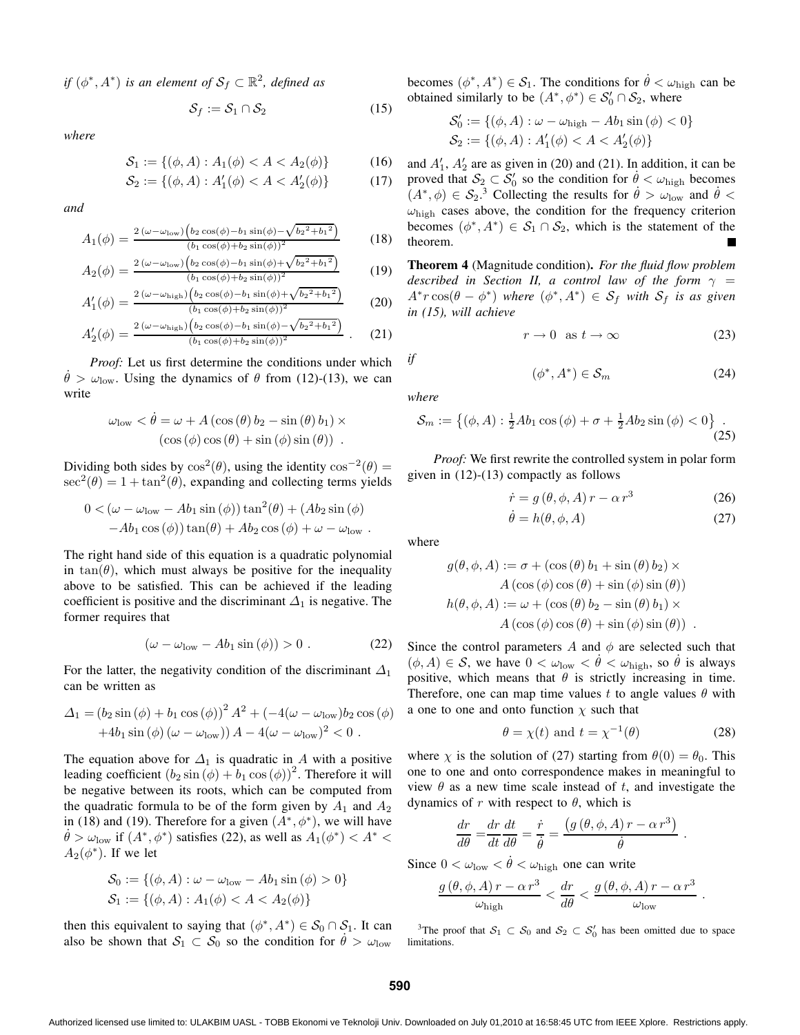*if* $(\phi^*, A^*)$ *is an element of* $\mathcal{S}_f \subset \mathbb{R}^2$*, defined as*

$$\mathcal{S}_f := \mathcal{S}_1 \cap \mathcal{S}_2 \tag{15}$$

*where*

$$\mathcal{S}_1 := \{(\phi, A) : A_1(\phi) < A < A_2(\phi)\} \tag{16}$$

$$\mathcal{S}_2 := \{(\phi, A) : A_1'(\phi) < A < A_2'(\phi)\} \tag{17}$$

*and*

$$A_1(\phi) = \frac{2\,(\omega-\omega_{\mathrm{low}})\left(b_2\cos(\phi)-b_1\sin(\phi)-\sqrt{{b_2}^2+{b_1}^2}\right)}{(b_1\cos(\phi)+b_2\sin(\phi))^2} \tag{18}$$

$$A_2(\phi) = \frac{2\,(\omega-\omega_{\mathrm{low}})\left(b_2\cos(\phi)-b_1\sin(\phi)+\sqrt{{b_2}^2+{b_1}^2}\right)}{(b_1\cos(\phi)+b_2\sin(\phi))^2} \tag{19}$$

$$A_1'(\phi) = \frac{2\,(\omega-\omega_{\mathrm{high}})\left(b_2\cos(\phi)-b_1\sin(\phi)+\sqrt{{b_2}^2+{b_1}^2}\right)}{(b_1\cos(\phi)+b_2\sin(\phi))^2} \tag{20}$$

$$A_2'(\phi) = \frac{2\,(\omega-\omega_{\mathrm{high}})\left(b_2\cos(\phi)-b_1\sin(\phi)-\sqrt{{b_2}^2+{b_1}^2}\right)}{(b_1\cos(\phi)+b_2\sin(\phi))^2}\ . \tag{21}$$

*Proof:* Let us first determine the conditions under which $\dot{\theta} > \omega_{\mathrm{low}}$. Using the dynamics of $\theta$ from (12)-(13), we can write

$$\omega_{\mathrm{low}} < \dot{\theta} = \omega + A\left(\cos(\theta)\, b_2 - \sin(\theta)\, b_1\right) \times \left(\cos(\phi)\cos(\theta) + \sin(\phi)\sin(\theta)\right)\ .$$

Dividing both sides by $\cos^2(\theta)$, using the identity $\cos^{-2}(\theta) = \sec^2(\theta) = 1 + \tan^2(\theta)$, expanding and collecting terms yields

$$0 < (\omega - \omega_{\mathrm{low}} - Ab_1\sin(\phi))\tan^2(\theta) + (Ab_2\sin(\phi) - Ab_1\cos(\phi))\tan(\theta) + Ab_2\cos(\phi) + \omega - \omega_{\mathrm{low}}\ .$$

The right hand side of this equation is a quadratic polynomial in $\tan(\theta)$, which must always be positive for the inequality above to be satisfied. This can be achieved if the leading coefficient is positive and the discriminant $\Delta_1$ is negative. The former requires that

$$(\omega - \omega_{\mathrm{low}} - Ab_1\sin(\phi)) > 0\ . \tag{22}$$

For the latter, the negativity condition of the discriminant $\Delta_1$ can be written as

$$\Delta_1 = (b_2\sin(\phi) + b_1\cos(\phi))^2 A^2 + (-4(\omega-\omega_{\mathrm{low}})b_2\cos(\phi) + 4b_1\sin(\phi)(\omega-\omega_{\mathrm{low}}))A - 4(\omega-\omega_{\mathrm{low}})^2 < 0\ .$$

The equation above for $\Delta_1$ is quadratic in $A$ with a positive leading coefficient $(b_2\sin(\phi) + b_1\cos(\phi))^2$. Therefore it will be negative between its roots, which can be computed from the quadratic formula to be of the form given by $A_1$ and $A_2$ in (18) and (19). Therefore for a given $(A^*, \phi^*)$, we will have $\dot{\theta} > \omega_{\mathrm{low}}$ if $(A^*, \phi^*)$ satisfies (22), as well as $A_1(\phi^*) < A^* < A_2(\phi^*)$. If we let

$$\mathcal{S}_0 := \{(\phi, A) : \omega - \omega_{\mathrm{low}} - Ab_1\sin(\phi) > 0\}$$
$$\mathcal{S}_1 := \{(\phi, A) : A_1(\phi) < A < A_2(\phi)\}$$

then this equivalent to saying that $(\phi^*, A^*) \in \mathcal{S}_0 \cap \mathcal{S}_1$. It can also be shown that $\mathcal{S}_1 \subset \mathcal{S}_0$ so the condition for $\dot{\theta} > \omega_{\mathrm{low}}$ becomes $(\phi^*, A^*) \in \mathcal{S}_1$. The conditions for $\dot{\theta} < \omega_{\mathrm{high}}$ can be obtained similarly to be $(A^*, \phi^*) \in \mathcal{S}_0' \cap \mathcal{S}_2$, where

$$\mathcal{S}_0' := \{(\phi, A) : \omega - \omega_{\mathrm{high}} - Ab_1\sin(\phi) < 0\}$$
$$\mathcal{S}_2 := \{(\phi, A) : A_1'(\phi) < A < A_2'(\phi)\}$$

and $A_1'$, $A_2'$ are as given in (20) and (21). In addition, it can be proved that $\mathcal{S}_2 \subset \mathcal{S}_0'$ so the condition for $\dot{\theta} < \omega_{\mathrm{high}}$ becomes $(A^*, \phi) \in \mathcal{S}_2$.[3] Collecting the results for $\dot{\theta} > \omega_{\mathrm{low}}$ and $\dot{\theta} < \omega_{\mathrm{high}}$ cases above, the condition for the frequency criterion becomes $(\phi^*, A^*) \in \mathcal{S}_1 \cap \mathcal{S}_2$, which is the statement of the theorem. ∎

**Theorem 4** (Magnitude condition)**.** *For the fluid flow problem described in Section II, a control law of the form* $\gamma = A^* r\cos(\theta - \phi^*)$ *where* $(\phi^*, A^*) \in \mathcal{S}_f$ *with* $\mathcal{S}_f$ *is as given in (15), will achieve*

$$r \to 0 \quad \text{as } t \to \infty \tag{23}$$

*if*

$$(\phi^*, A^*) \in \mathcal{S}_m \tag{24}$$

*where*

$$\mathcal{S}_m := \left\{(\phi, A) : \tfrac{1}{2}Ab_1\cos(\phi) + \sigma + \tfrac{1}{2}Ab_2\sin(\phi) < 0\right\}\ . \tag{25}$$

*Proof:* We first rewrite the controlled system in polar form given in (12)-(13) compactly as follows

$$\dot{r} = g(\theta, \phi, A)\, r - \alpha\, r^3 \tag{26}$$

$$\dot{\theta} = h(\theta, \phi, A) \tag{27}$$

where

$$g(\theta, \phi, A) := \sigma + (\cos(\theta)\, b_1 + \sin(\theta)\, b_2) \times A\left(\cos(\phi)\cos(\theta) + \sin(\phi)\sin(\theta)\right)$$
$$h(\theta, \phi, A) := \omega + (\cos(\theta)\, b_2 - \sin(\theta)\, b_1) \times A\left(\cos(\phi)\cos(\theta) + \sin(\phi)\sin(\theta)\right)\ .$$

Since the control parameters $A$ and $\phi$ are selected such that $(\phi, A) \in \mathcal{S}$, we have $0 < \omega_{\mathrm{low}} < \dot{\theta} < \omega_{\mathrm{high}}$, so $\dot{\theta}$ is always positive, which means that $\theta$ is strictly increasing in time. Therefore, one can map time values $t$ to angle values $\theta$ with a one to one and onto function $\chi$ such that

$$\theta = \chi(t) \text{ and } t = \chi^{-1}(\theta) \tag{28}$$

where $\chi$ is the solution of (27) starting from $\theta(0) = \theta_0$. This one to one and onto correspondence makes in meaningful to view $\theta$ as a new time scale instead of $t$, and investigate the dynamics of $r$ with respect to $\theta$, which is

$$\frac{dr}{d\theta} = \frac{dr}{dt}\frac{dt}{d\theta} = \frac{\dot{r}}{\dot{\theta}} = \frac{\left(g(\theta, \phi, A)\, r - \alpha\, r^3\right)}{\dot{\theta}}\ .$$

Since $0 < \omega_{\mathrm{low}} < \dot{\theta} < \omega_{\mathrm{high}}$ one can write

$$\frac{g(\theta, \phi, A)\, r - \alpha\, r^3}{\omega_{\mathrm{high}}} < \frac{dr}{d\theta} < \frac{g(\theta, \phi, A)\, r - \alpha\, r^3}{\omega_{\mathrm{low}}}\ .$$

[3] The proof that $\mathcal{S}_1 \subset \mathcal{S}_0$ and $\mathcal{S}_2 \subset \mathcal{S}_0'$ has been omitted due to space limitations.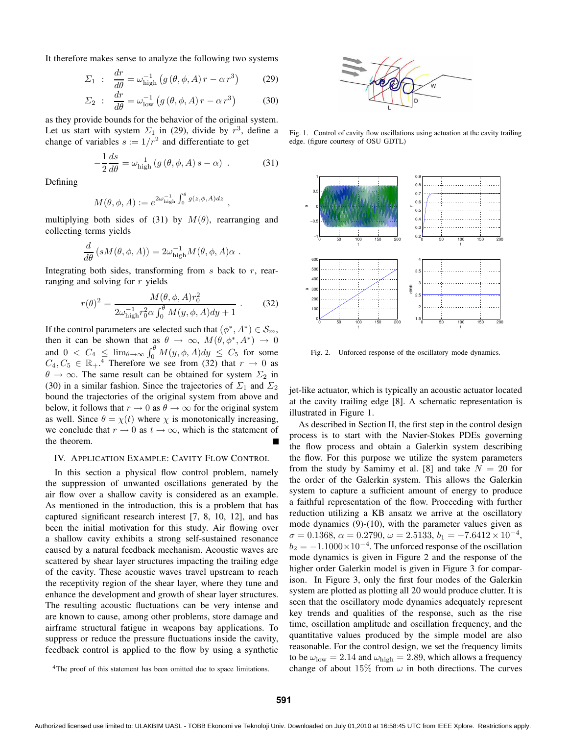It therefore makes sense to analyze the following two systems

$$\Sigma_1 \ : \quad \frac{dr}{d\theta} = \omega_{\text{high}}^{-1}\left(g\left(\theta,\phi,A\right)r - \alpha\, r^3\right) \qquad (29)$$

$$\Sigma_2 \ : \quad \frac{dr}{d\theta} = \omega_{\text{low}}^{-1}\left(g\left(\theta,\phi,A\right)r - \alpha\, r^3\right) \qquad (30)$$

as they provide bounds for the behavior of the original system. Let us start with system $\Sigma_1$ in (29), divide by $r^3$, define a change of variables $s := 1/r^2$ and differentiate to get

$$-\frac{1}{2}\frac{ds}{d\theta} = \omega_{\text{high}}^{-1}\left(g\left(\theta,\phi,A\right)s - \alpha\right) \ . \qquad (31)$$

Defining

$$M(\theta,\phi,A) := e^{2\omega_{\text{high}}^{-1}\int_0^\theta g(z,\phi,A)dz} \ ,$$

multiplying both sides of (31) by $M(\theta)$, rearranging and collecting terms yields

$$\frac{d}{d\theta}\left(sM(\theta,\phi,A)\right) = 2\omega_{\text{high}}^{-1}M(\theta,\phi,A)\alpha \ .$$

Integrating both sides, transforming from $s$ back to $r$, rearranging and solving for $r$ yields

$$r(\theta)^2 = \frac{M(\theta,\phi,A)r_0^2}{2\omega_{\text{high}}^{-1}r_0^2\alpha\int_0^\theta M(y,\phi,A)dy + 1} \ . \qquad (32)$$

If the control parameters are selected such that $(\phi^*,A^*) \in \mathcal{S}_m$, then it can be shown that as $\theta \to \infty$, $M(\theta,\phi^*,A^*) \to 0$ and $0 < C_4 \leq \lim_{\theta\to\infty}\int_0^\theta M(y,\phi,A)dy \leq C_5$ for some $C_4, C_5 \in \mathbb{R}_+$.[4] Therefore we see from (32) that $r \to 0$ as $\theta \to \infty$. The same result can be obtained for system $\Sigma_2$ in (30) in a similar fashion. Since the trajectories of $\Sigma_1$ and $\Sigma_2$ bound the trajectories of the original system from above and below, it follows that $r \to 0$ as $\theta \to \infty$ for the original system as well. Since $\theta = \chi(t)$ where $\chi$ is monotonically increasing, we conclude that $r \to 0$ as $t \to \infty$, which is the statement of the theorem. ■

## IV. Application Example: Cavity Flow Control

In this section a physical flow control problem, namely the suppression of unwanted oscillations generated by the air flow over a shallow cavity is considered as an example. As mentioned in the introduction, this is a problem that has captured significant research interest [7, 8, 10, 12], and has been the initial motivation for this study. Air flowing over a shallow cavity exhibits a strong self-sustained resonance caused by a natural feedback mechanism. Acoustic waves are scattered by shear layer structures impacting the trailing edge of the cavity. These acoustic waves travel upstream to reach the receptivity region of the shear layer, where they tune and enhance the development and growth of shear layer structures. The resulting acoustic fluctuations can be very intense and are known to cause, among other problems, store damage and airframe structural fatigue in weapons bay applications. To suppress or reduce the pressure fluctuations inside the cavity, feedback control is applied to the flow by using a synthetic jet-like actuator, which is typically an acoustic actuator located at the cavity trailing edge [8]. A schematic representation is illustrated in Figure 1.

[4] The proof of this statement has been omitted due to space limitations.

W
D
L

Fig. 1. Control of cavity flow oscillations using actuation at the cavity trailing edge. (figure courtesy of OSU GDTL)

Fig. 2. Unforced response of the oscillatory mode dynamics.

As described in Section II, the first step in the control design process is to start with the Navier-Stokes PDEs governing the flow process and obtain a Galerkin system describing the flow. For this purpose we utilize the system parameters from the study by Samimy et al. [8] and take $N = 20$ for the order of the Galerkin system. This allows the Galerkin system to capture a sufficient amount of energy to produce a faithful representation of the flow. Proceeding with further reduction utilizing a KB ansatz we arrive at the oscillatory mode dynamics (9)-(10), with the parameter values given as $\sigma = 0.1368$, $\alpha = 0.2790$, $\omega = 2.5133$, $b_1 = -7.6412 \times 10^{-4}$, $b_2 = -1.1000 \times 10^{-4}$. The unforced response of the oscillation mode dynamics is given in Figure 2 and the response of the higher order Galerkin model is given in Figure 3 for comparison. In Figure 3, only the first four modes of the Galerkin system are plotted as plotting all 20 would produce clutter. It is seen that the oscillatory mode dynamics adequately represent key trends and qualities of the response, such as the rise time, oscillation amplitude and oscillation frequency, and the quantitative values produced by the simple model are also reasonable. For the control design, we set the frequency limits to be $\omega_{\text{low}} = 2.14$ and $\omega_{\text{high}} = 2.89$, which allows a frequency change of about 15% from $\omega$ in both directions. The curves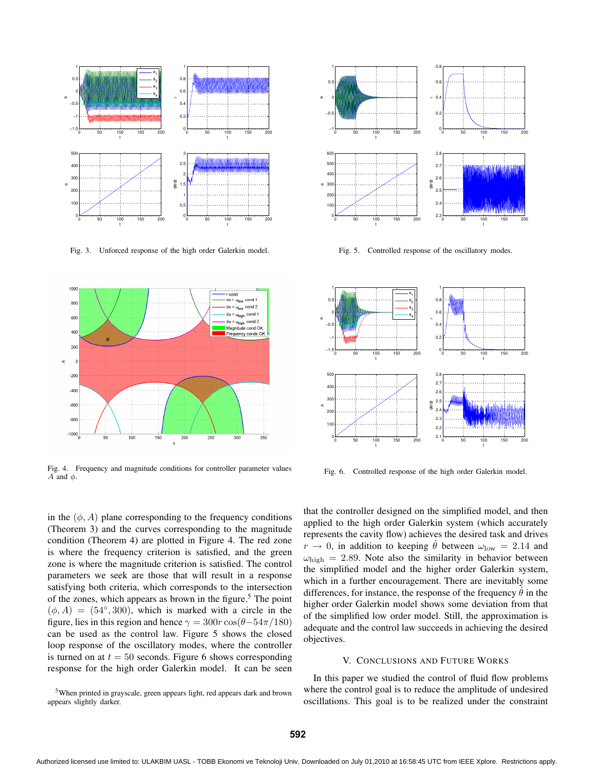Fig. 3. Unforced response of the high order Galerkin model.

Fig. 5. Controlled response of the oscillatory modes.

Fig. 4. Frequency and magnitude conditions for controller parameter values $A$ and $\phi$.

Fig. 6. Controlled response of the high order Galerkin model.

in the $(\phi, A)$ plane corresponding to the frequency conditions (Theorem 3) and the curves corresponding to the magnitude condition (Theorem 4) are plotted in Figure 4. The red zone is where the frequency criterion is satisfied, and the green zone is where the magnitude criterion is satisfied. The control parameters we seek are those that will result in a response satisfying both criteria, which corresponds to the intersection of the zones, which appears as brown in the figure.[5] The point $(\phi, A) = (54°, 300)$, which is marked with a circle in the figure, lies in this region and hence $\gamma = 300r\cos(\theta - 54\pi/180)$ can be used as the control law. Figure 5 shows the closed loop response of the oscillatory modes, where the controller is turned on at $t = 50$ seconds. Figure 6 shows corresponding response for the high order Galerkin model. It can be seen that the controller designed on the simplified model, and then applied to the high order Galerkin system (which accurately represents the cavity flow) achieves the desired task and drives $r \to 0$, in addition to keeping $\dot{\theta}$ between $\omega_{\text{low}} = 2.14$ and $\omega_{\text{high}} = 2.89$. Note also the similarity in behavior between the simplified model and the higher order Galerkin system, which in a further encouragement. There are inevitably some differences, for instance, the response of the frequency $\dot{\theta}$ in the higher order Galerkin model shows some deviation from that of the simplified low order model. Still, the approximation is adequate and the control law succeeds in achieving the desired objectives.

[5] When printed in grayscale, green appears light, red appears dark and brown appears slightly darker.

## V. Conclusions and Future Works

In this paper we studied the control of fluid flow problems where the control goal is to reduce the amplitude of undesired oscillations. This goal is to be realized under the constraint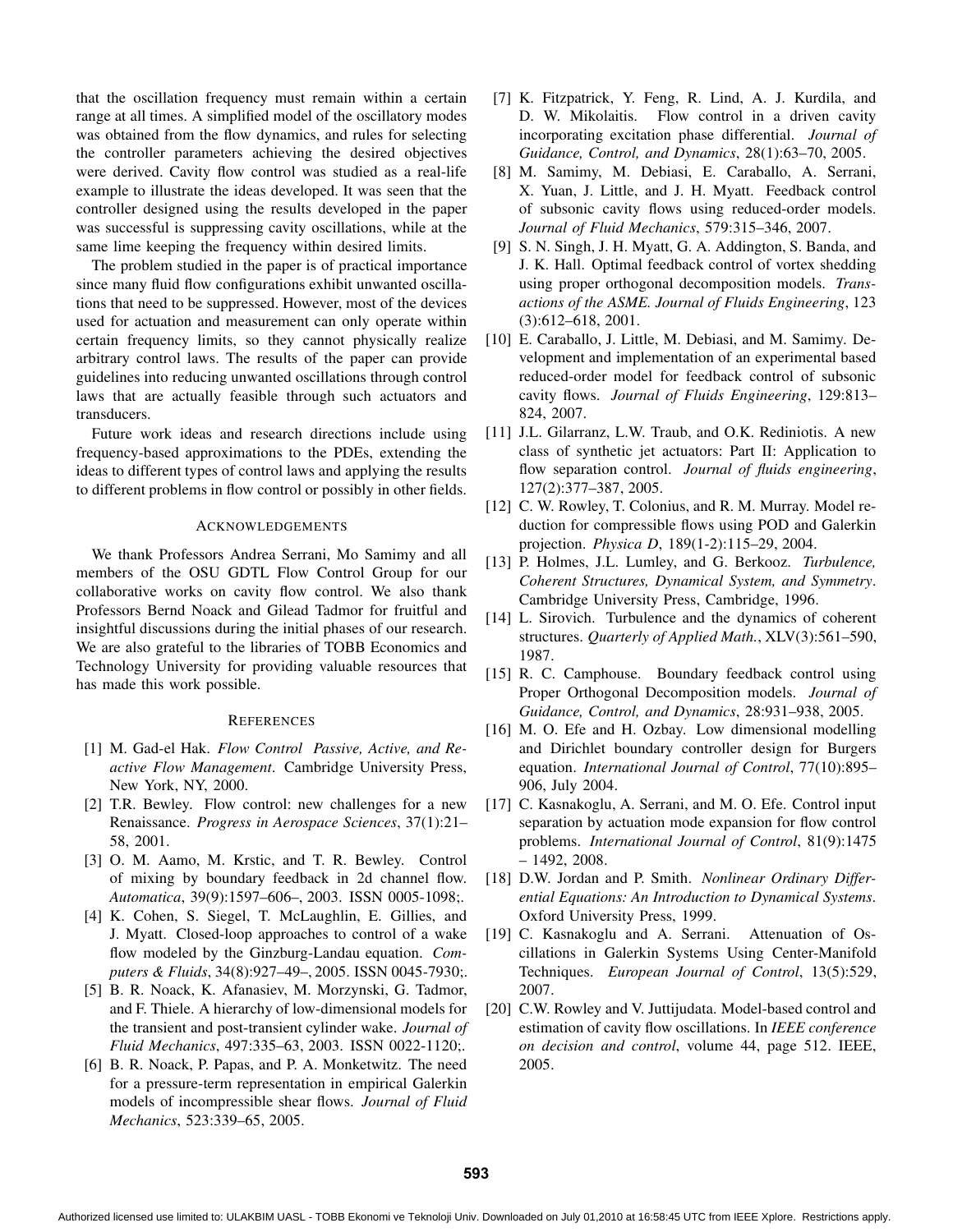that the oscillation frequency must remain within a certain range at all times. A simplified model of the oscillatory modes was obtained from the flow dynamics, and rules for selecting the controller parameters achieving the desired objectives were derived. Cavity flow control was studied as a real-life example to illustrate the ideas developed. It was seen that the controller designed using the results developed in the paper was successful is suppressing cavity oscillations, while at the same lime keeping the frequency within desired limits.

The problem studied in the paper is of practical importance since many fluid flow configurations exhibit unwanted oscillations that need to be suppressed. However, most of the devices used for actuation and measurement can only operate within certain frequency limits, so they cannot physically realize arbitrary control laws. The results of the paper can provide guidelines into reducing unwanted oscillations through control laws that are actually feasible through such actuators and transducers.

Future work ideas and research directions include using frequency-based approximations to the PDEs, extending the ideas to different types of control laws and applying the results to different problems in flow control or possibly in other fields.

## Acknowledgements

We thank Professors Andrea Serrani, Mo Samimy and all members of the OSU GDTL Flow Control Group for our collaborative works on cavity flow control. We also thank Professors Bernd Noack and Gilead Tadmor for fruitful and insightful discussions during the initial phases of our research. We are also grateful to the libraries of TOBB Economics and Technology University for providing valuable resources that has made this work possible.

## References

[1] M. Gad-el Hak. *Flow Control Passive, Active, and Reactive Flow Management*. Cambridge University Press, New York, NY, 2000.

[2] T.R. Bewley. Flow control: new challenges for a new Renaissance. *Progress in Aerospace Sciences*, 37(1):21–58, 2001.

[3] O. M. Aamo, M. Krstic, and T. R. Bewley. Control of mixing by boundary feedback in 2d channel flow. *Automatica*, 39(9):1597–606–, 2003. ISSN 0005-1098;.

[4] K. Cohen, S. Siegel, T. McLaughlin, E. Gillies, and J. Myatt. Closed-loop approaches to control of a wake flow modeled by the Ginzburg-Landau equation. *Computers & Fluids*, 34(8):927–49–, 2005. ISSN 0045-7930;.

[5] B. R. Noack, K. Afanasiev, M. Morzynski, G. Tadmor, and F. Thiele. A hierarchy of low-dimensional models for the transient and post-transient cylinder wake. *Journal of Fluid Mechanics*, 497:335–63, 2003. ISSN 0022-1120;.

[6] B. R. Noack, P. Papas, and P. A. Monketwitz. The need for a pressure-term representation in empirical Galerkin models of incompressible shear flows. *Journal of Fluid Mechanics*, 523:339–65, 2005.

[7] K. Fitzpatrick, Y. Feng, R. Lind, A. J. Kurdila, and D. W. Mikolaitis. Flow control in a driven cavity incorporating excitation phase differential. *Journal of Guidance, Control, and Dynamics*, 28(1):63–70, 2005.

[8] M. Samimy, M. Debiasi, E. Caraballo, A. Serrani, X. Yuan, J. Little, and J. H. Myatt. Feedback control of subsonic cavity flows using reduced-order models. *Journal of Fluid Mechanics*, 579:315–346, 2007.

[9] S. N. Singh, J. H. Myatt, G. A. Addington, S. Banda, and J. K. Hall. Optimal feedback control of vortex shedding using proper orthogonal decomposition models. *Transactions of the ASME. Journal of Fluids Engineering*, 123 (3):612–618, 2001.

[10] E. Caraballo, J. Little, M. Debiasi, and M. Samimy. Development and implementation of an experimental based reduced-order model for feedback control of subsonic cavity flows. *Journal of Fluids Engineering*, 129:813–824, 2007.

[11] J.L. Gilarranz, L.W. Traub, and O.K. Rediniotis. A new class of synthetic jet actuators: Part II: Application to flow separation control. *Journal of fluids engineering*, 127(2):377–387, 2005.

[12] C. W. Rowley, T. Colonius, and R. M. Murray. Model reduction for compressible flows using POD and Galerkin projection. *Physica D*, 189(1-2):115–29, 2004.

[13] P. Holmes, J.L. Lumley, and G. Berkooz. *Turbulence, Coherent Structures, Dynamical System, and Symmetry*. Cambridge University Press, Cambridge, 1996.

[14] L. Sirovich. Turbulence and the dynamics of coherent structures. *Quarterly of Applied Math.*, XLV(3):561–590, 1987.

[15] R. C. Camphouse. Boundary feedback control using Proper Orthogonal Decomposition models. *Journal of Guidance, Control, and Dynamics*, 28:931–938, 2005.

[16] M. O. Efe and H. Ozbay. Low dimensional modelling and Dirichlet boundary controller design for Burgers equation. *International Journal of Control*, 77(10):895–906, July 2004.

[17] C. Kasnakoglu, A. Serrani, and M. O. Efe. Control input separation by actuation mode expansion for flow control problems. *International Journal of Control*, 81(9):1475 – 1492, 2008.

[18] D.W. Jordan and P. Smith. *Nonlinear Ordinary Differential Equations: An Introduction to Dynamical Systems*. Oxford University Press, 1999.

[19] C. Kasnakoglu and A. Serrani. Attenuation of Oscillations in Galerkin Systems Using Center-Manifold Techniques. *European Journal of Control*, 13(5):529, 2007.

[20] C.W. Rowley and V. Juttijudata. Model-based control and estimation of cavity flow oscillations. In *IEEE conference on decision and control*, volume 44, page 512. IEEE, 2005.